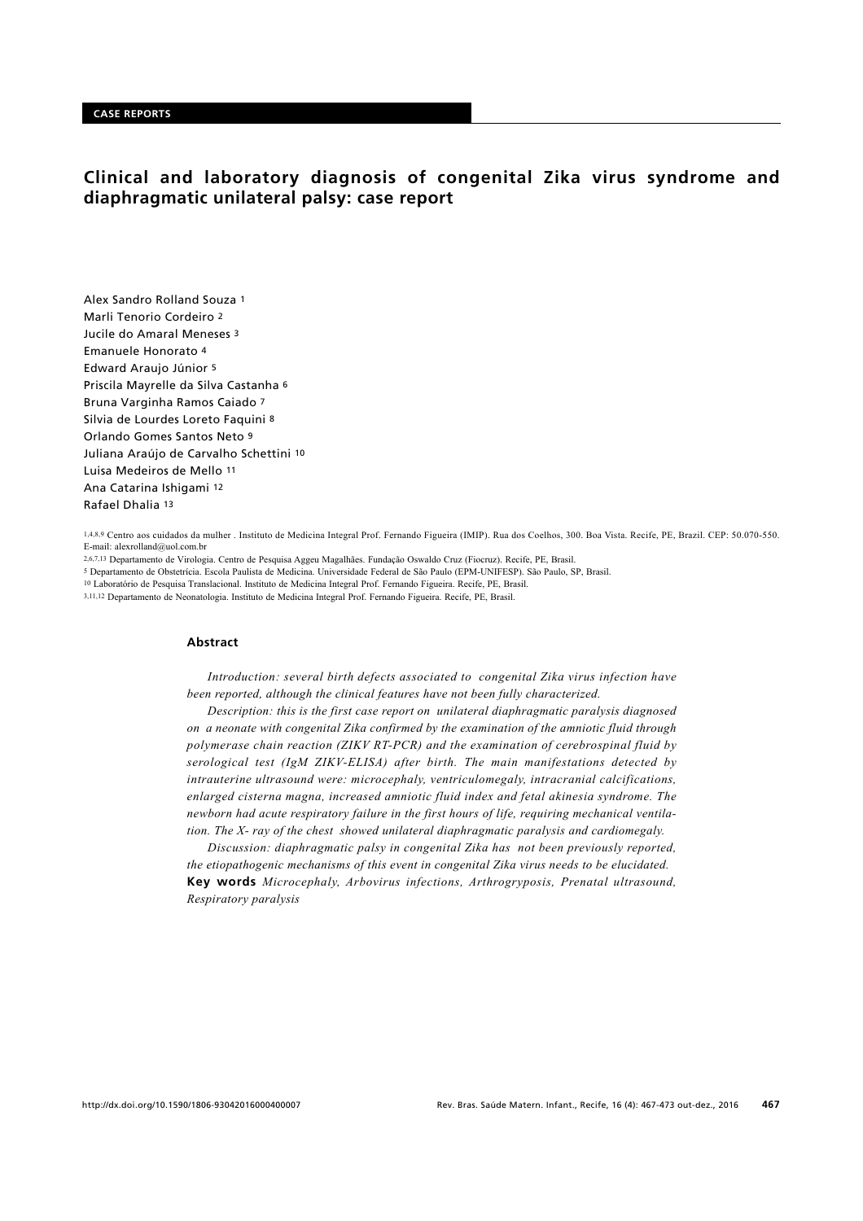CASE REPORTS

# Clinical and laboratory diagnosis of congenital Zika virus syndrome and diaphragmatic unilateral palsy: case report

Alex Sandro Rolland Souza [1]
Marli Tenorio Cordeiro [2]
Jucile do Amaral Meneses [3]
Emanuele Honorato [4]
Edward Araujo Júnior [5]
Priscila Mayrelle da Silva Castanha [6]
Bruna Varginha Ramos Caiado [7]
Silvia de Lourdes Loreto Faquini [8]
Orlando Gomes Santos Neto [9]
Juliana Araújo de Carvalho Schettini [10]
Luisa Medeiros de Mello [11]
Ana Catarina Ishigami [12]
Rafael Dhalia [13]

[1,4,8,9] Centro aos cuidados da mulher . Instituto de Medicina Integral Prof. Fernando Figueira (IMIP). Rua dos Coelhos, 300. Boa Vista. Recife, PE, Brazil. CEP: 50.070-550. E-mail: alexrolland@uol.com.br

[2,6,7,13] Departamento de Virologia. Centro de Pesquisa Aggeu Magalhães. Fundação Oswaldo Cruz (Fiocruz). Recife, PE, Brasil.

[5] Departamento de Obstetrícia. Escola Paulista de Medicina. Universidade Federal de São Paulo (EPM-UNIFESP). São Paulo, SP, Brasil.

[10] Laboratório de Pesquisa Translacional. Instituto de Medicina Integral Prof. Fernando Figueira. Recife, PE, Brasil.

[3,11,12] Departamento de Neonatologia. Instituto de Medicina Integral Prof. Fernando Figueira. Recife, PE, Brasil.

## Abstract

*Introduction: several birth defects associated to congenital Zika virus infection have been reported, although the clinical features have not been fully characterized.*

*Description: this is the first case report on unilateral diaphragmatic paralysis diagnosed on a neonate with congenital Zika confirmed by the examination of the amniotic fluid through polymerase chain reaction (ZIKV RT-PCR) and the examination of cerebrospinal fluid by serological test (IgM ZIKV-ELISA) after birth. The main manifestations detected by intrauterine ultrasound were: microcephaly, ventriculomegaly, intracranial calcifications, enlarged cisterna magna, increased amniotic fluid index and fetal akinesia syndrome. The newborn had acute respiratory failure in the first hours of life, requiring mechanical ventilation. The X- ray of the chest showed unilateral diaphragmatic paralysis and cardiomegaly.*

*Discussion: diaphragmatic palsy in congenital Zika has not been previously reported, the etiopathogenic mechanisms of this event in congenital Zika virus needs to be elucidated.*

**Key words** *Microcephaly, Arbovirus infections, Arthrogryposis, Prenatal ultrasound, Respiratory paralysis*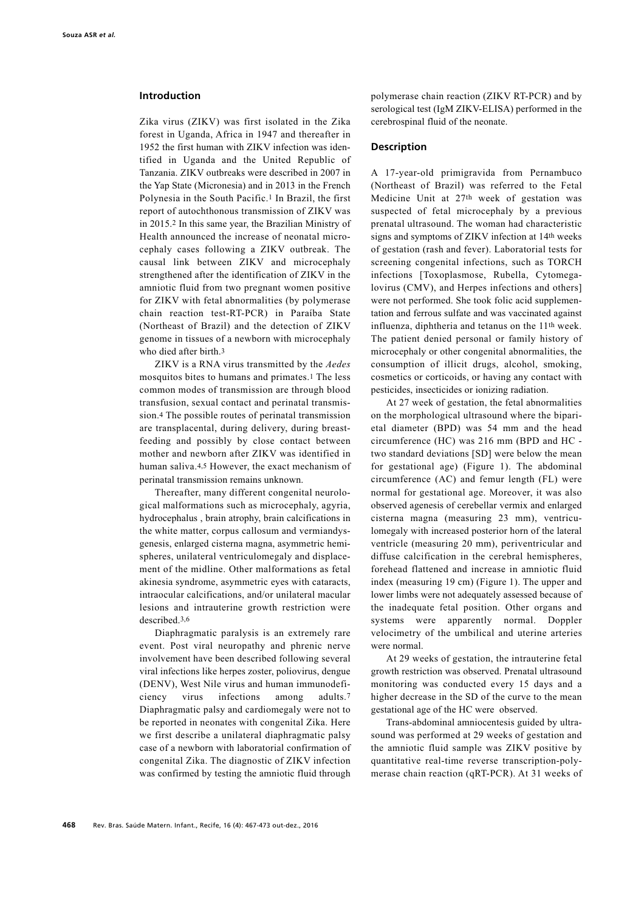## Introduction

Zika virus (ZIKV) was first isolated in the Zika forest in Uganda, Africa in 1947 and thereafter in 1952 the first human with ZIKV infection was identified in Uganda and the United Republic of Tanzania. ZIKV outbreaks were described in 2007 in the Yap State (Micronesia) and in 2013 in the French Polynesia in the South Pacific.[1] In Brazil, the first report of autochthonous transmission of ZIKV was in 2015.[2] In this same year, the Brazilian Ministry of Health announced the increase of neonatal microcephaly cases following a ZIKV outbreak. The causal link between ZIKV and microcephaly strengthened after the identification of ZIKV in the amniotic fluid from two pregnant women positive for ZIKV with fetal abnormalities (by polymerase chain reaction test-RT-PCR) in Paraíba State (Northeast of Brazil) and the detection of ZIKV genome in tissues of a newborn with microcephaly who died after birth.[3]

ZIKV is a RNA virus transmitted by the *Aedes* mosquitos bites to humans and primates.[1] The less common modes of transmission are through blood transfusion, sexual contact and perinatal transmission.[4] The possible routes of perinatal transmission are transplacental, during delivery, during breastfeeding and possibly by close contact between mother and newborn after ZIKV was identified in human saliva.[4,5] However, the exact mechanism of perinatal transmission remains unknown.

Thereafter, many different congenital neurological malformations such as microcephaly, agyria, hydrocephalus , brain atrophy, brain calcifications in the white matter, corpus callosum and vermiandysgenesis, enlarged cisterna magna, asymmetric hemispheres, unilateral ventriculomegaly and displacement of the midline. Other malformations as fetal akinesia syndrome, asymmetric eyes with cataracts, intraocular calcifications, and/or unilateral macular lesions and intrauterine growth restriction were described.[3,6]

Diaphragmatic paralysis is an extremely rare event. Post viral neuropathy and phrenic nerve involvement have been described following several viral infections like herpes zoster, poliovirus, dengue (DENV), West Nile virus and human immunodeficiency virus infections among adults.[7] Diaphragmatic palsy and cardiomegaly were not to be reported in neonates with congenital Zika. Here we first describe a unilateral diaphragmatic palsy case of a newborn with laboratorial confirmation of congenital Zika. The diagnostic of ZIKV infection was confirmed by testing the amniotic fluid through polymerase chain reaction (ZIKV RT-PCR) and by serological test (IgM ZIKV-ELISA) performed in the cerebrospinal fluid of the neonate.

## Description

A 17-year-old primigravida from Pernambuco (Northeast of Brazil) was referred to the Fetal Medicine Unit at 27th week of gestation was suspected of fetal microcephaly by a previous prenatal ultrasound. The woman had characteristic signs and symptoms of ZIKV infection at 14th weeks of gestation (rash and fever). Laboratorial tests for screening congenital infections, such as TORCH infections [Toxoplasmose, Rubella, Cytomegalovirus (CMV), and Herpes infections and others] were not performed. She took folic acid supplementation and ferrous sulfate and was vaccinated against influenza, diphtheria and tetanus on the 11th week. The patient denied personal or family history of microcephaly or other congenital abnormalities, the consumption of illicit drugs, alcohol, smoking, cosmetics or corticoids, or having any contact with pesticides, insecticides or ionizing radiation.

At 27 week of gestation, the fetal abnormalities on the morphological ultrasound where the biparietal diameter (BPD) was 54 mm and the head circumference (HC) was 216 mm (BPD and HC - two standard deviations [SD] were below the mean for gestational age) (Figure 1). The abdominal circumference (AC) and femur length (FL) were normal for gestational age. Moreover, it was also observed agenesis of cerebellar vermix and enlarged cisterna magna (measuring 23 mm), ventriculomegaly with increased posterior horn of the lateral ventricle (measuring 20 mm), periventricular and diffuse calcification in the cerebral hemispheres, forehead flattened and increase in amniotic fluid index (measuring 19 cm) (Figure 1). The upper and lower limbs were not adequately assessed because of the inadequate fetal position. Other organs and systems were apparently normal. Doppler velocimetry of the umbilical and uterine arteries were normal.

At 29 weeks of gestation, the intrauterine fetal growth restriction was observed. Prenatal ultrasound monitoring was conducted every 15 days and a higher decrease in the SD of the curve to the mean gestational age of the HC were observed.

Trans-abdominal amniocentesis guided by ultrasound was performed at 29 weeks of gestation and the amniotic fluid sample was ZIKV positive by quantitative real-time reverse transcription-polymerase chain reaction (qRT-PCR). At 31 weeks of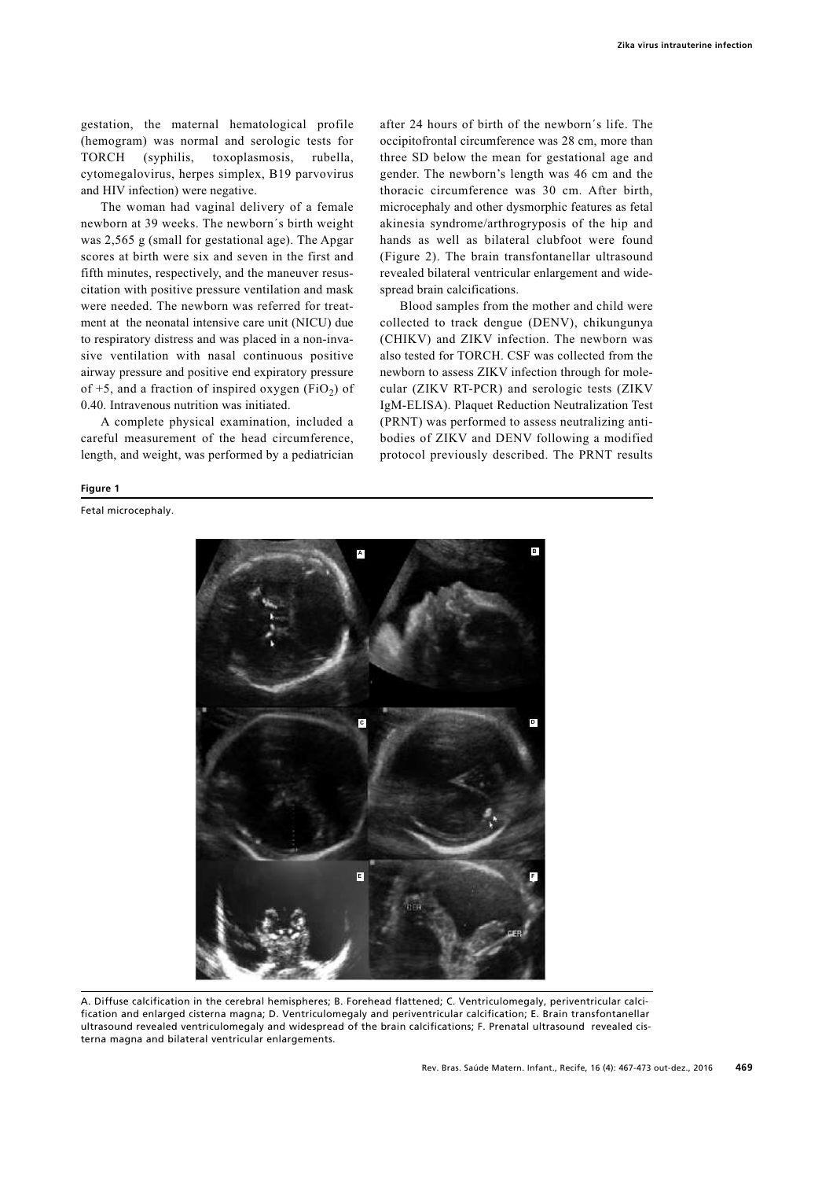gestation, the maternal hematological profile (hemogram) was normal and serologic tests for TORCH (syphilis, toxoplasmosis, rubella, cytomegalovirus, herpes simplex, B19 parvovirus and HIV infection) were negative.

The woman had vaginal delivery of a female newborn at 39 weeks. The newborn´s birth weight was 2,565 g (small for gestational age). The Apgar scores at birth were six and seven in the first and fifth minutes, respectively, and the maneuver resuscitation with positive pressure ventilation and mask were needed. The newborn was referred for treatment at the neonatal intensive care unit (NICU) due to respiratory distress and was placed in a non-invasive ventilation with nasal continuous positive airway pressure and positive end expiratory pressure of +5, and a fraction of inspired oxygen ($FiO_2$) of 0.40. Intravenous nutrition was initiated.

A complete physical examination, included a careful measurement of the head circumference, length, and weight, was performed by a pediatrician after 24 hours of birth of the newborn´s life. The occipitofrontal circumference was 28 cm, more than three SD below the mean for gestational age and gender. The newborn's length was 46 cm and the thoracic circumference was 30 cm. After birth, microcephaly and other dysmorphic features as fetal akinesia syndrome/arthrogryposis of the hip and hands as well as bilateral clubfoot were found (Figure 2). The brain transfontanellar ultrasound revealed bilateral ventricular enlargement and widespread brain calcifications.

Blood samples from the mother and child were collected to track dengue (DENV), chikungunya (CHIKV) and ZIKV infection. The newborn was also tested for TORCH. CSF was collected from the newborn to assess ZIKV infection through for molecular (ZIKV RT-PCR) and serologic tests (ZIKV IgM-ELISA). Plaquet Reduction Neutralization Test (PRNT) was performed to assess neutralizing antibodies of ZIKV and DENV following a modified protocol previously described. The PRNT results

**Figure 1**

Fetal microcephaly.

A. Diffuse calcification in the cerebral hemispheres; B. Forehead flattened; C. Ventriculomegaly, periventricular calcification and enlarged cisterna magna; D. Ventriculomegaly and periventricular calcification; E. Brain transfontanellar ultrasound revealed ventriculomegaly and widespread of the brain calcifications; F. Prenatal ultrasound revealed cisterna magna and bilateral ventricular enlargements.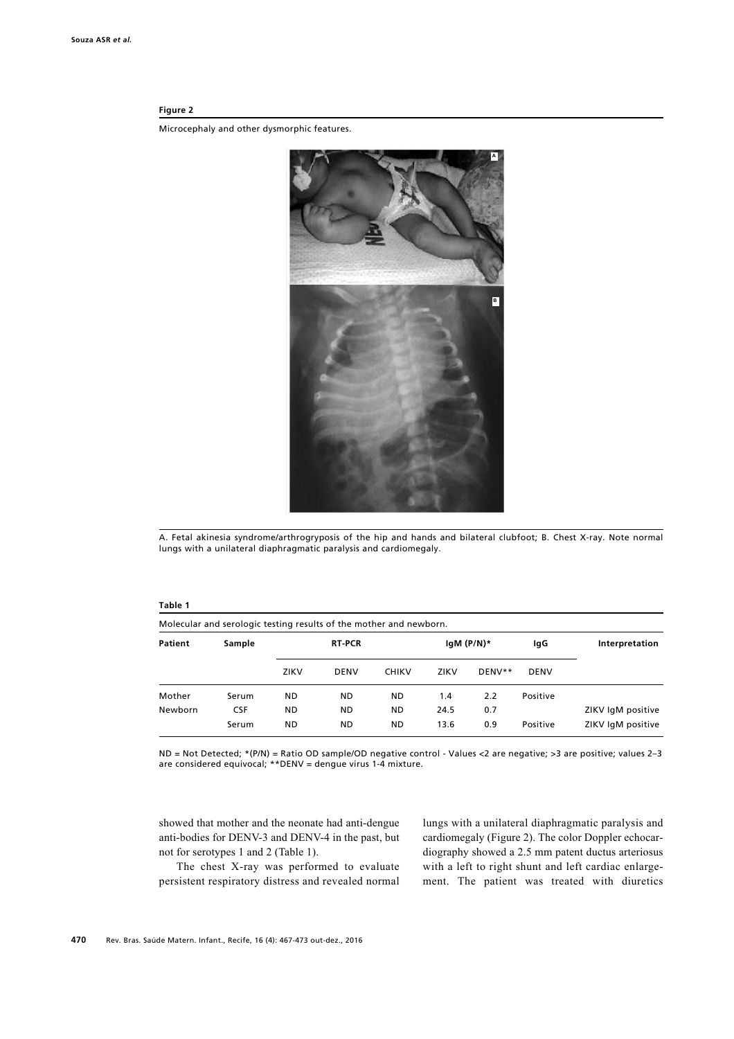**Figure 2**

Microcephaly and other dysmorphic features.

A. Fetal akinesia syndrome/arthrogryposis of the hip and hands and bilateral clubfoot; B. Chest X-ray. Note normal lungs with a unilateral diaphragmatic paralysis and cardiomegaly.

**Table 1**

Molecular and serologic testing results of the mother and newborn.

| Patient | Sample | RT-PCR | | | IgM (P/N)* | | IgG | Interpretation |
|---|---|---|---|---|---|---|---|---|
| | | ZIKV | DENV | CHIKV | ZIKV | DENV** | DENV | |
| Mother | Serum | ND | ND | ND | 1.4 | 2.2 | Positive | |
| Newborn | CSF | ND | ND | ND | 24.5 | 0.7 | | ZIKV IgM positive |
| | Serum | ND | ND | ND | 13.6 | 0.9 | Positive | ZIKV IgM positive |

ND = Not Detected; *(P/N) = Ratio OD sample/OD negative control - Values <2 are negative; >3 are positive; values 2–3 are considered equivocal; **DENV = dengue virus 1-4 mixture.

showed that mother and the neonate had anti-dengue anti-bodies for DENV-3 and DENV-4 in the past, but not for serotypes 1 and 2 (Table 1).

The chest X-ray was performed to evaluate persistent respiratory distress and revealed normal lungs with a unilateral diaphragmatic paralysis and cardiomegaly (Figure 2). The color Doppler echocardiography showed a 2.5 mm patent ductus arteriosus with a left to right shunt and left cardiac enlargement. The patient was treated with diuretics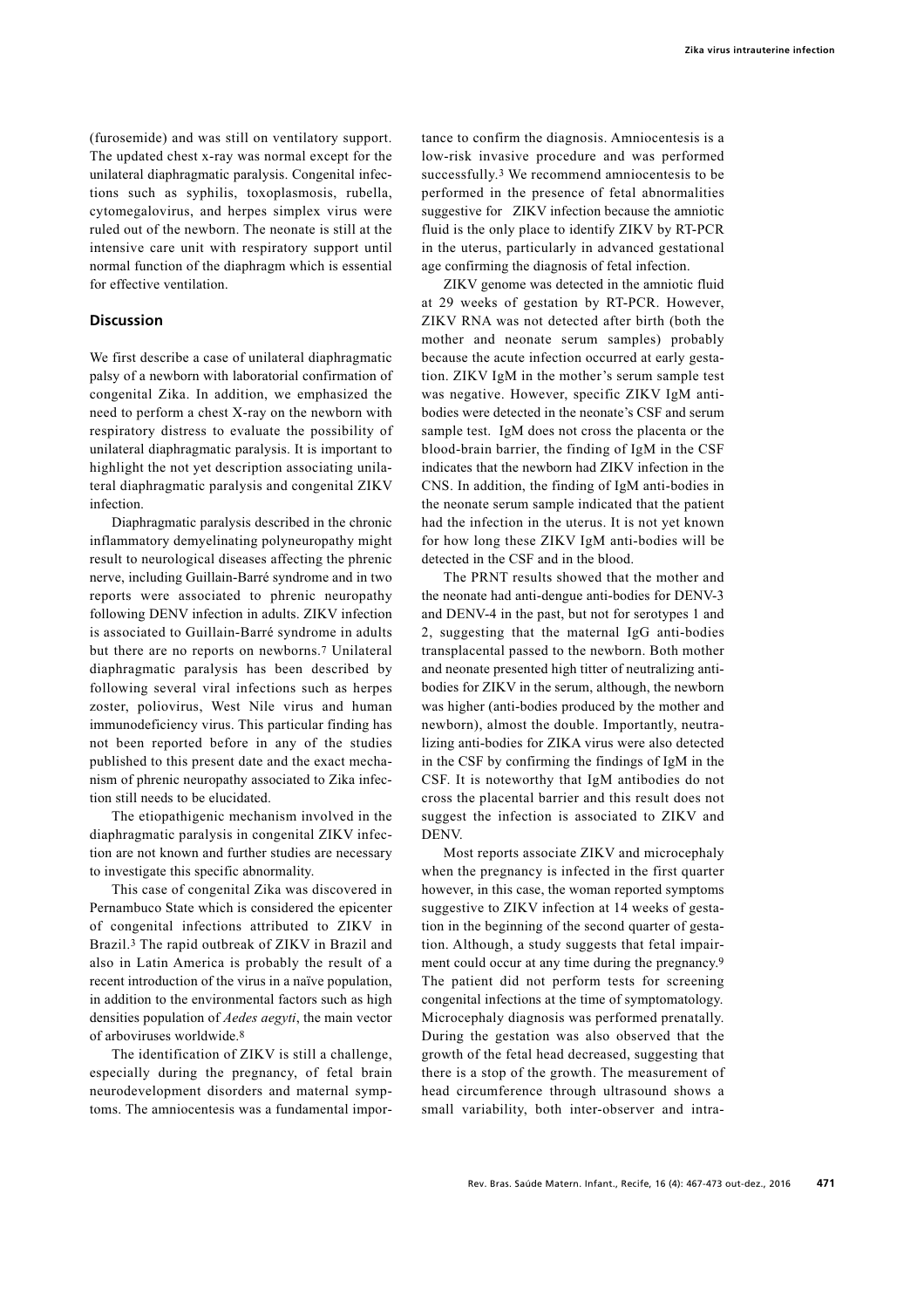(furosemide) and was still on ventilatory support. The updated chest x-ray was normal except for the unilateral diaphragmatic paralysis. Congenital infections such as syphilis, toxoplasmosis, rubella, cytomegalovirus, and herpes simplex virus were ruled out of the newborn. The neonate is still at the intensive care unit with respiratory support until normal function of the diaphragm which is essential for effective ventilation.

## Discussion

We first describe a case of unilateral diaphragmatic palsy of a newborn with laboratorial confirmation of congenital Zika. In addition, we emphasized the need to perform a chest X-ray on the newborn with respiratory distress to evaluate the possibility of unilateral diaphragmatic paralysis. It is important to highlight the not yet description associating unilateral diaphragmatic paralysis and congenital ZIKV infection.

Diaphragmatic paralysis described in the chronic inflammatory demyelinating polyneuropathy might result to neurological diseases affecting the phrenic nerve, including Guillain-Barré syndrome and in two reports were associated to phrenic neuropathy following DENV infection in adults. ZIKV infection is associated to Guillain-Barré syndrome in adults but there are no reports on newborns.[7] Unilateral diaphragmatic paralysis has been described by following several viral infections such as herpes zoster, poliovirus, West Nile virus and human immunodeficiency virus. This particular finding has not been reported before in any of the studies published to this present date and the exact mechanism of phrenic neuropathy associated to Zika infection still needs to be elucidated.

The etiopathigenic mechanism involved in the diaphragmatic paralysis in congenital ZIKV infection are not known and further studies are necessary to investigate this specific abnormality.

This case of congenital Zika was discovered in Pernambuco State which is considered the epicenter of congenital infections attributed to ZIKV in Brazil.[3] The rapid outbreak of ZIKV in Brazil and also in Latin America is probably the result of a recent introduction of the virus in a naïve population, in addition to the environmental factors such as high densities population of *Aedes aegyti*, the main vector of arboviruses worldwide.[8]

The identification of ZIKV is still a challenge, especially during the pregnancy, of fetal brain neurodevelopment disorders and maternal symptoms. The amniocentesis was a fundamental importance to confirm the diagnosis. Amniocentesis is a low-risk invasive procedure and was performed successfully.[3] We recommend amniocentesis to be performed in the presence of fetal abnormalities suggestive for ZIKV infection because the amniotic fluid is the only place to identify ZIKV by RT-PCR in the uterus, particularly in advanced gestational age confirming the diagnosis of fetal infection.

ZIKV genome was detected in the amniotic fluid at 29 weeks of gestation by RT-PCR. However, ZIKV RNA was not detected after birth (both the mother and neonate serum samples) probably because the acute infection occurred at early gestation. ZIKV IgM in the mother's serum sample test was negative. However, specific ZIKV IgM anti-bodies were detected in the neonate's CSF and serum sample test. IgM does not cross the placenta or the blood-brain barrier, the finding of IgM in the CSF indicates that the newborn had ZIKV infection in the CNS. In addition, the finding of IgM anti-bodies in the neonate serum sample indicated that the patient had the infection in the uterus. It is not yet known for how long these ZIKV IgM anti-bodies will be detected in the CSF and in the blood.

The PRNT results showed that the mother and the neonate had anti-dengue anti-bodies for DENV-3 and DENV-4 in the past, but not for serotypes 1 and 2, suggesting that the maternal IgG anti-bodies transplacental passed to the newborn. Both mother and neonate presented high titter of neutralizing anti-bodies for ZIKV in the serum, although, the newborn was higher (anti-bodies produced by the mother and newborn), almost the double. Importantly, neutralizing anti-bodies for ZIKA virus were also detected in the CSF by confirming the findings of IgM in the CSF. It is noteworthy that IgM antibodies do not cross the placental barrier and this result does not suggest the infection is associated to ZIKV and DENV.

Most reports associate ZIKV and microcephaly when the pregnancy is infected in the first quarter however, in this case, the woman reported symptoms suggestive to ZIKV infection at 14 weeks of gestation in the beginning of the second quarter of gestation. Although, a study suggests that fetal impairment could occur at any time during the pregnancy.[9] The patient did not perform tests for screening congenital infections at the time of symptomatology. Microcephaly diagnosis was performed prenatally. During the gestation was also observed that the growth of the fetal head decreased, suggesting that there is a stop of the growth. The measurement of head circumference through ultrasound shows a small variability, both inter-observer and intra-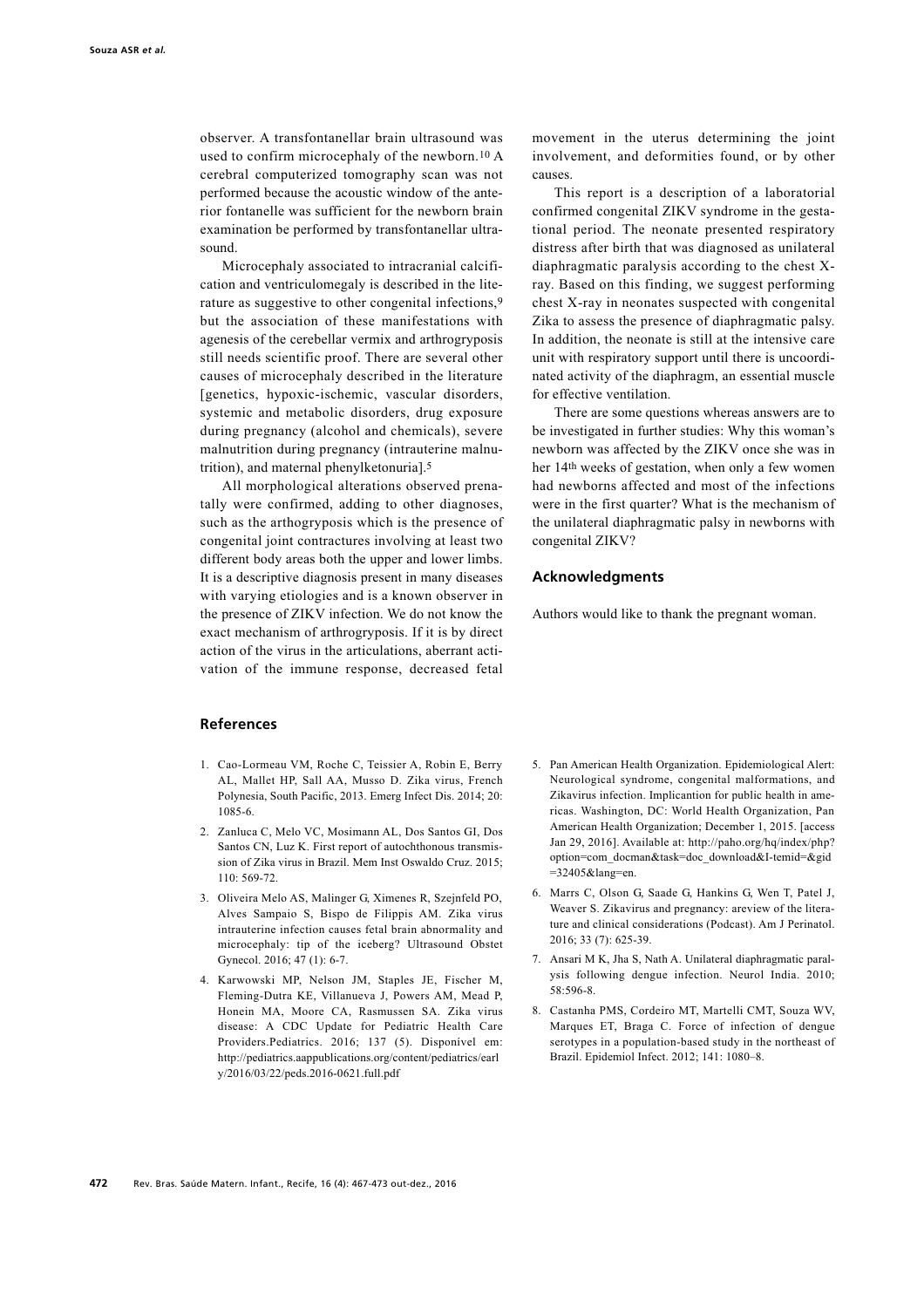observer. A transfontanellar brain ultrasound was used to confirm microcephaly of the newborn.[10] A cerebral computerized tomography scan was not performed because the acoustic window of the anterior fontanelle was sufficient for the newborn brain examination be performed by transfontanellar ultrasound.

Microcephaly associated to intracranial calcification and ventriculomegaly is described in the literature as suggestive to other congenital infections,[9] but the association of these manifestations with agenesis of the cerebellar vermix and arthrogryposis still needs scientific proof. There are several other causes of microcephaly described in the literature [genetics, hypoxic-ischemic, vascular disorders, systemic and metabolic disorders, drug exposure during pregnancy (alcohol and chemicals), severe malnutrition during pregnancy (intrauterine malnutrition), and maternal phenylketonuria].[5]

All morphological alterations observed prenatally were confirmed, adding to other diagnoses, such as the arthogryposis which is the presence of congenital joint contractures involving at least two different body areas both the upper and lower limbs. It is a descriptive diagnosis present in many diseases with varying etiologies and is a known observer in the presence of ZIKV infection. We do not know the exact mechanism of arthrogryposis. If it is by direct action of the virus in the articulations, aberrant activation of the immune response, decreased fetal movement in the uterus determining the joint involvement, and deformities found, or by other causes.

This report is a description of a laboratorial confirmed congenital ZIKV syndrome in the gestational period. The neonate presented respiratory distress after birth that was diagnosed as unilateral diaphragmatic paralysis according to the chest X-ray. Based on this finding, we suggest performing chest X-ray in neonates suspected with congenital Zika to assess the presence of diaphragmatic palsy. In addition, the neonate is still at the intensive care unit with respiratory support until there is uncoordinated activity of the diaphragm, an essential muscle for effective ventilation.

There are some questions whereas answers are to be investigated in further studies: Why this woman's newborn was affected by the ZIKV once she was in her 14th weeks of gestation, when only a few women had newborns affected and most of the infections were in the first quarter? What is the mechanism of the unilateral diaphragmatic palsy in newborns with congenital ZIKV?

## Acknowledgments

Authors would like to thank the pregnant woman.

## References

1. Cao-Lormeau VM, Roche C, Teissier A, Robin E, Berry AL, Mallet HP, Sall AA, Musso D. Zika virus, French Polynesia, South Pacific, 2013. Emerg Infect Dis. 2014; 20: 1085-6.
2. Zanluca C, Melo VC, Mosimann AL, Dos Santos GI, Dos Santos CN, Luz K. First report of autochthonous transmission of Zika virus in Brazil. Mem Inst Oswaldo Cruz. 2015; 110: 569-72.
3. Oliveira Melo AS, Malinger G, Ximenes R, Szejnfeld PO, Alves Sampaio S, Bispo de Filippis AM. Zika virus intrauterine infection causes fetal brain abnormality and microcephaly: tip of the iceberg? Ultrasound Obstet Gynecol. 2016; 47 (1): 6-7.
4. Karwowski MP, Nelson JM, Staples JE, Fischer M, Fleming-Dutra KE, Villanueva J, Powers AM, Mead P, Honein MA, Moore CA, Rasmussen SA. Zika virus disease: A CDC Update for Pediatric Health Care Providers.Pediatrics. 2016; 137 (5). Disponível em: http://pediatrics.aappublications.org/content/pediatrics/early/2016/03/22/peds.2016-0621.full.pdf
5. Pan American Health Organization. Epidemiological Alert: Neurological syndrome, congenital malformations, and Zikavirus infection. Implicantion for public health in americas. Washington, DC: World Health Organization, Pan American Health Organization; December 1, 2015. [access Jan 29, 2016]. Available at: http://paho.org/hq/index/php?option=com_docman&task=doc_download&I-temid=&gid=32405&lang=en.
6. Marrs C, Olson G, Saade G, Hankins G, Wen T, Patel J, Weaver S. Zikavirus and pregnancy: areview of the literature and clinical considerations (Podcast). Am J Perinatol. 2016; 33 (7): 625-39.
7. Ansari M K, Jha S, Nath A. Unilateral diaphragmatic paralysis following dengue infection. Neurol India. 2010; 58:596-8.
8. Castanha PMS, Cordeiro MT, Martelli CMT, Souza WV, Marques ET, Braga C. Force of infection of dengue serotypes in a population-based study in the northeast of Brazil. Epidemiol Infect. 2012; 141: 1080–8.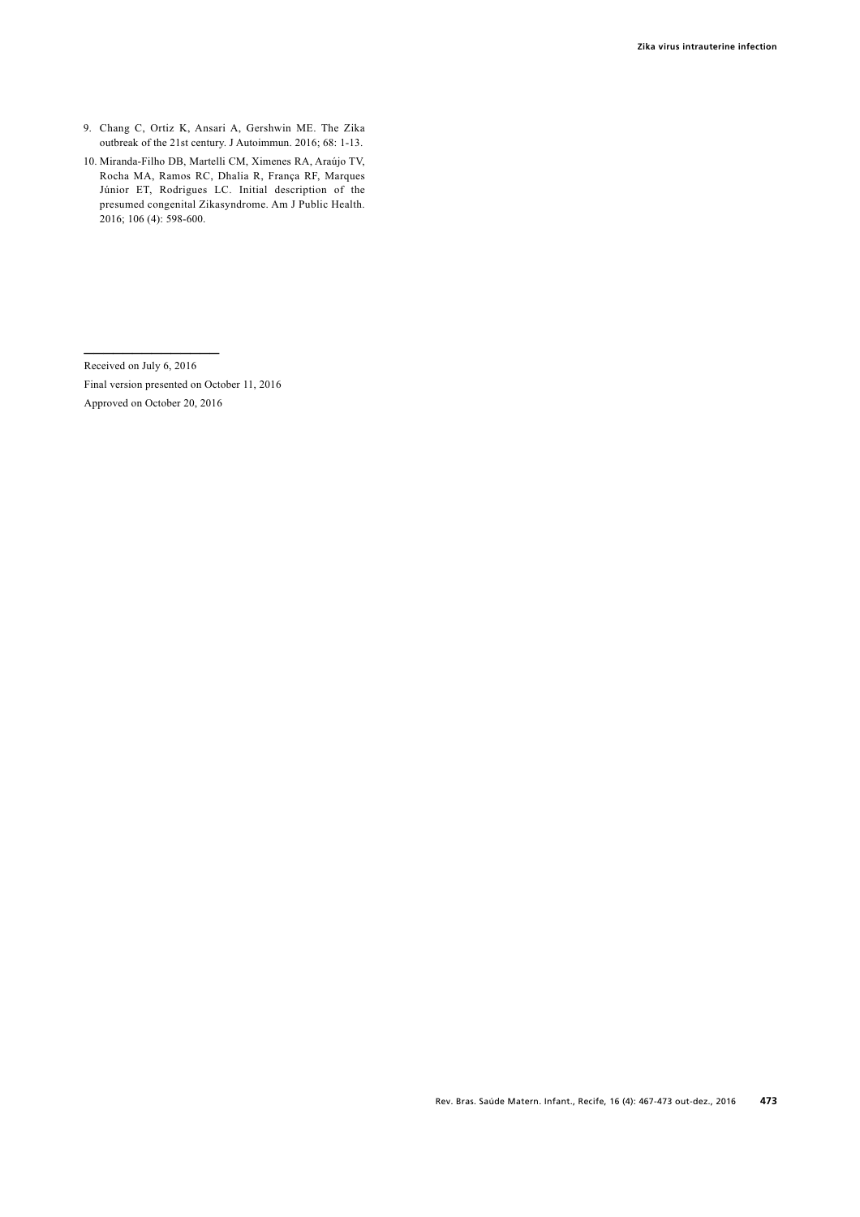9. Chang C, Ortiz K, Ansari A, Gershwin ME. The Zika outbreak of the 21st century. J Autoimmun. 2016; 68: 1-13.
10. Miranda-Filho DB, Martelli CM, Ximenes RA, Araújo TV, Rocha MA, Ramos RC, Dhalia R, França RF, Marques Júnior ET, Rodrigues LC. Initial description of the presumed congenital Zikasyndrome. Am J Public Health. 2016; 106 (4): 598-600.

---

Received on July 6, 2016

Final version presented on October 11, 2016

Approved on October 20, 2016